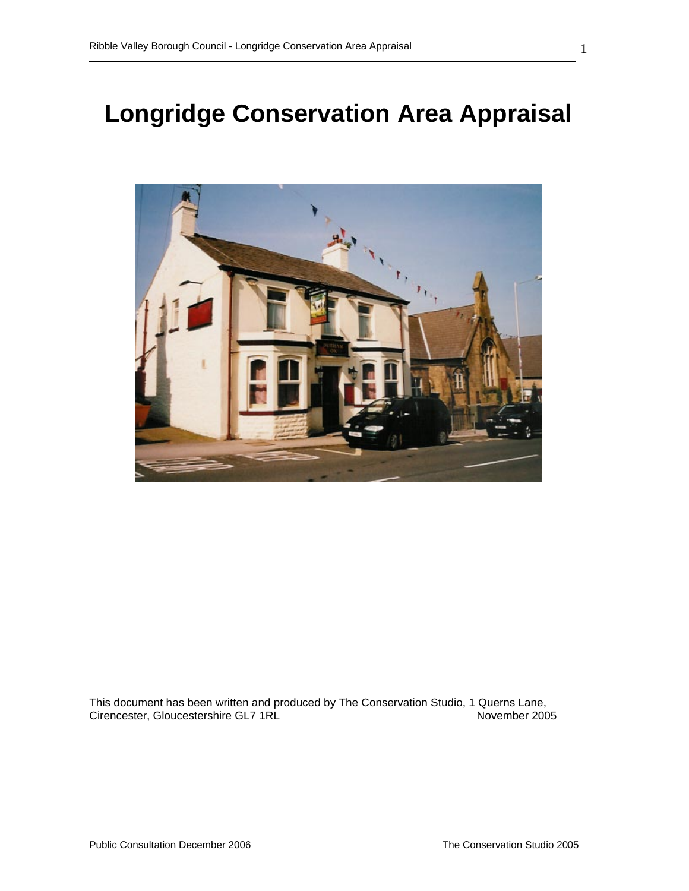# Longridge Conservation Area Appraisal

This document has been written and produced by The Conservation Studio, 1 Querns Lane, Cirencester, Gloucestershire GL7 1RL November 2005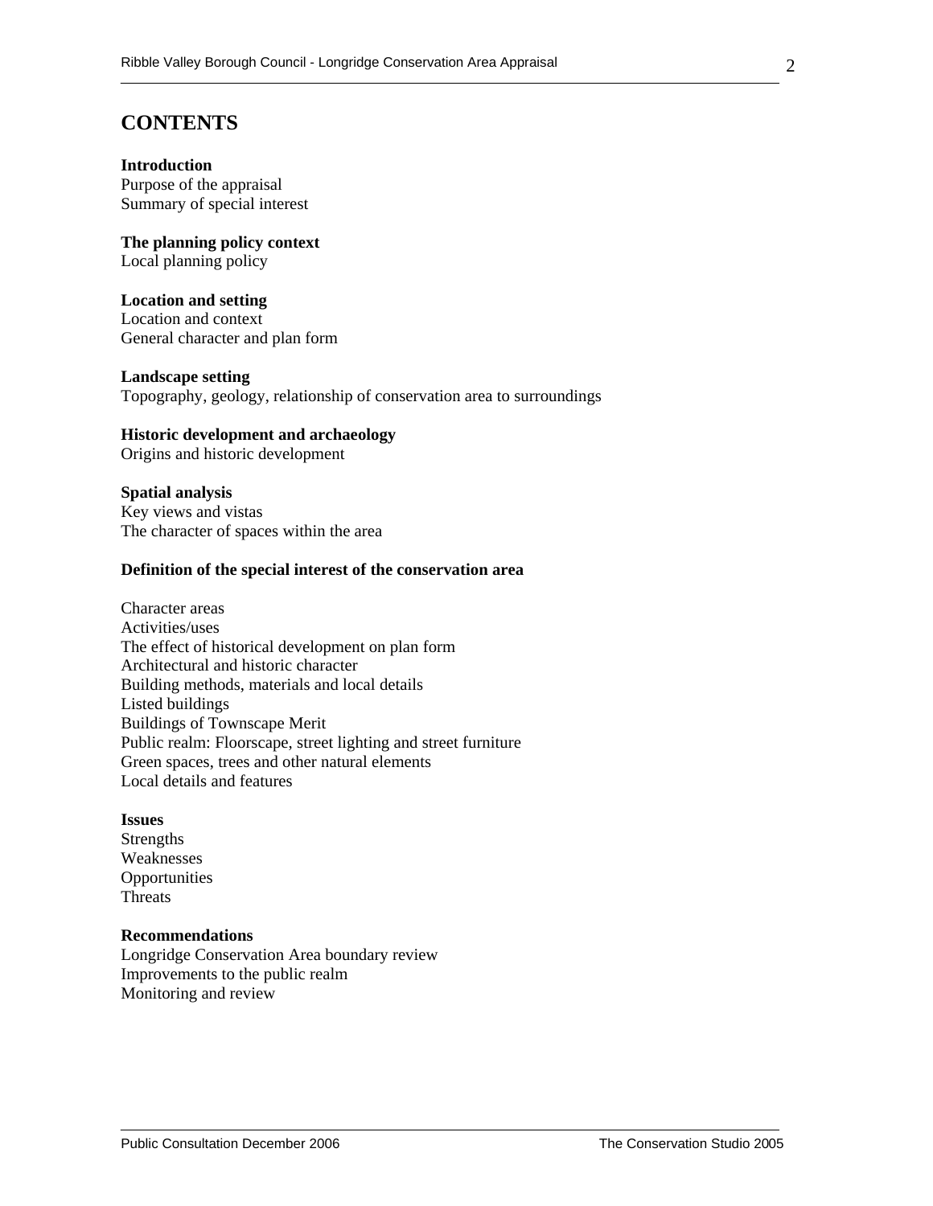# CONTENTS

**Introduction**
Purpose of the appraisal
Summary of special interest

**The planning policy context**
Local planning policy

**Location and setting**
Location and context
General character and plan form

**Landscape setting**
Topography, geology, relationship of conservation area to surroundings

**Historic development and archaeology**
Origins and historic development

**Spatial analysis**
Key views and vistas
The character of spaces within the area

**Definition of the special interest of the conservation area**

Character areas
Activities/uses
The effect of historical development on plan form
Architectural and historic character
Building methods, materials and local details
Listed buildings
Buildings of Townscape Merit
Public realm: Floorscape, street lighting and street furniture
Green spaces, trees and other natural elements
Local details and features

**Issues**
Strengths
Weaknesses
Opportunities
Threats

**Recommendations**
Longridge Conservation Area boundary review
Improvements to the public realm
Monitoring and review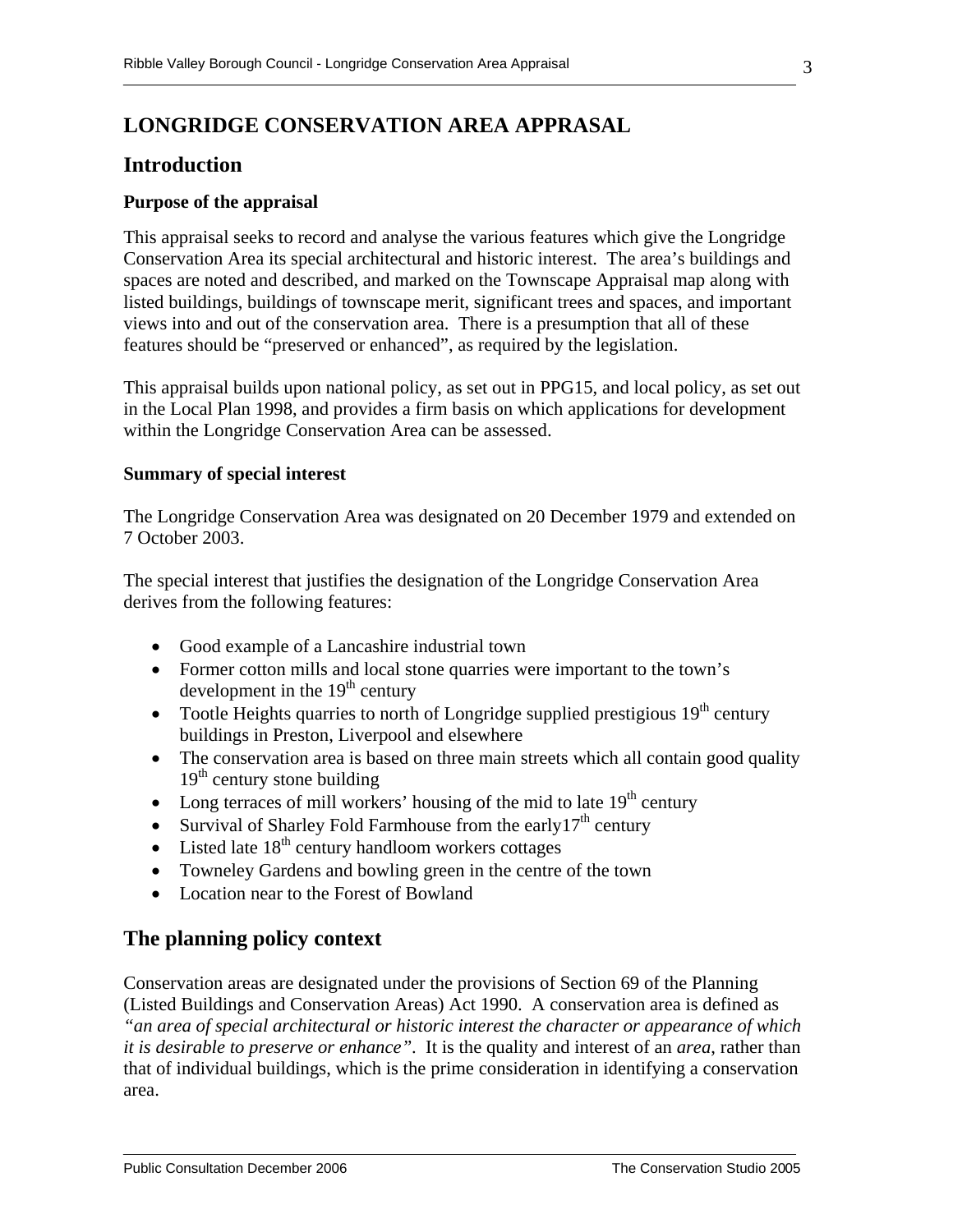# LONGRIDGE CONSERVATION AREA APPRASAL

## Introduction

### Purpose of the appraisal

This appraisal seeks to record and analyse the various features which give the Longridge Conservation Area its special architectural and historic interest. The area's buildings and spaces are noted and described, and marked on the Townscape Appraisal map along with listed buildings, buildings of townscape merit, significant trees and spaces, and important views into and out of the conservation area. There is a presumption that all of these features should be "preserved or enhanced", as required by the legislation.

This appraisal builds upon national policy, as set out in PPG15, and local policy, as set out in the Local Plan 1998, and provides a firm basis on which applications for development within the Longridge Conservation Area can be assessed.

### Summary of special interest

The Longridge Conservation Area was designated on 20 December 1979 and extended on 7 October 2003.

The special interest that justifies the designation of the Longridge Conservation Area derives from the following features:

- Good example of a Lancashire industrial town
- Former cotton mills and local stone quarries were important to the town's development in the 19th century
- Tootle Heights quarries to north of Longridge supplied prestigious 19th century buildings in Preston, Liverpool and elsewhere
- The conservation area is based on three main streets which all contain good quality 19th century stone building
- Long terraces of mill workers' housing of the mid to late 19th century
- Survival of Sharley Fold Farmhouse from the early17th century
- Listed late 18th century handloom workers cottages
- Towneley Gardens and bowling green in the centre of the town
- Location near to the Forest of Bowland

## The planning policy context

Conservation areas are designated under the provisions of Section 69 of the Planning (Listed Buildings and Conservation Areas) Act 1990. A conservation area is defined as *"an area of special architectural or historic interest the character or appearance of which it is desirable to preserve or enhance"*. It is the quality and interest of an *area*, rather than that of individual buildings, which is the prime consideration in identifying a conservation area.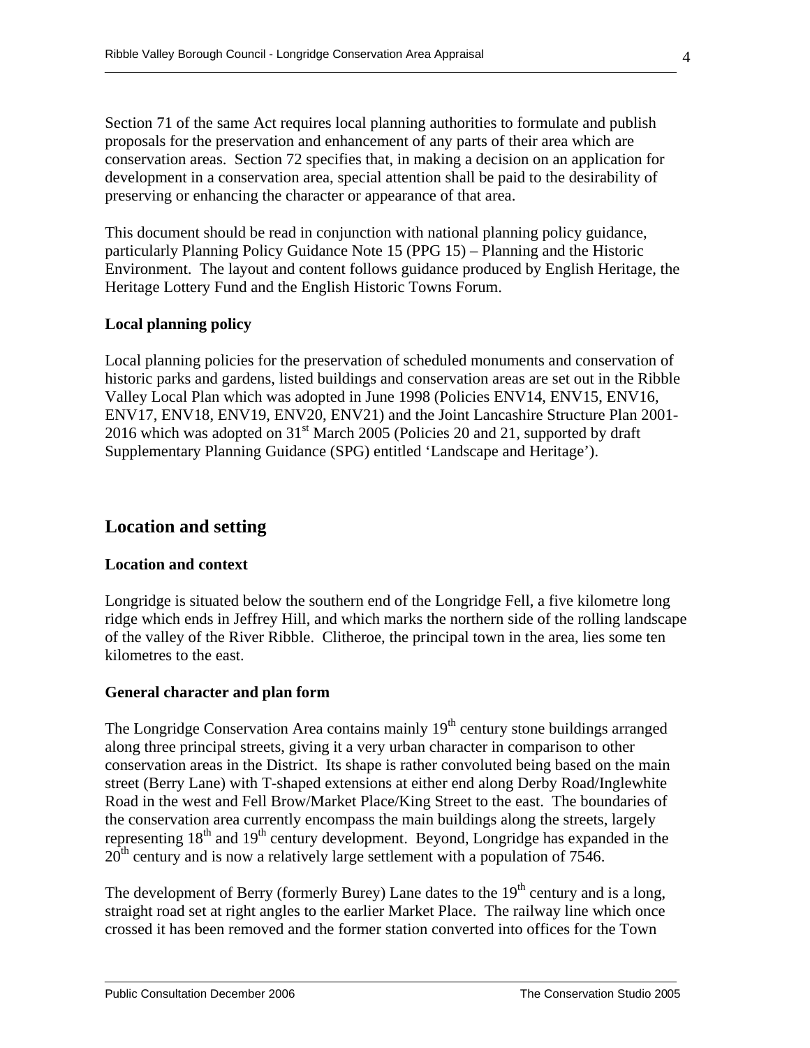Section 71 of the same Act requires local planning authorities to formulate and publish proposals for the preservation and enhancement of any parts of their area which are conservation areas. Section 72 specifies that, in making a decision on an application for development in a conservation area, special attention shall be paid to the desirability of preserving or enhancing the character or appearance of that area.

This document should be read in conjunction with national planning policy guidance, particularly Planning Policy Guidance Note 15 (PPG 15) – Planning and the Historic Environment. The layout and content follows guidance produced by English Heritage, the Heritage Lottery Fund and the English Historic Towns Forum.

**Local planning policy**

Local planning policies for the preservation of scheduled monuments and conservation of historic parks and gardens, listed buildings and conservation areas are set out in the Ribble Valley Local Plan which was adopted in June 1998 (Policies ENV14, ENV15, ENV16, ENV17, ENV18, ENV19, ENV20, ENV21) and the Joint Lancashire Structure Plan 2001-2016 which was adopted on 31st March 2005 (Policies 20 and 21, supported by draft Supplementary Planning Guidance (SPG) entitled 'Landscape and Heritage').

## Location and setting

**Location and context**

Longridge is situated below the southern end of the Longridge Fell, a five kilometre long ridge which ends in Jeffrey Hill, and which marks the northern side of the rolling landscape of the valley of the River Ribble. Clitheroe, the principal town in the area, lies some ten kilometres to the east.

**General character and plan form**

The Longridge Conservation Area contains mainly 19th century stone buildings arranged along three principal streets, giving it a very urban character in comparison to other conservation areas in the District. Its shape is rather convoluted being based on the main street (Berry Lane) with T-shaped extensions at either end along Derby Road/Inglewhite Road in the west and Fell Brow/Market Place/King Street to the east. The boundaries of the conservation area currently encompass the main buildings along the streets, largely representing 18th and 19th century development. Beyond, Longridge has expanded in the 20th century and is now a relatively large settlement with a population of 7546.

The development of Berry (formerly Burey) Lane dates to the 19th century and is a long, straight road set at right angles to the earlier Market Place. The railway line which once crossed it has been removed and the former station converted into offices for the Town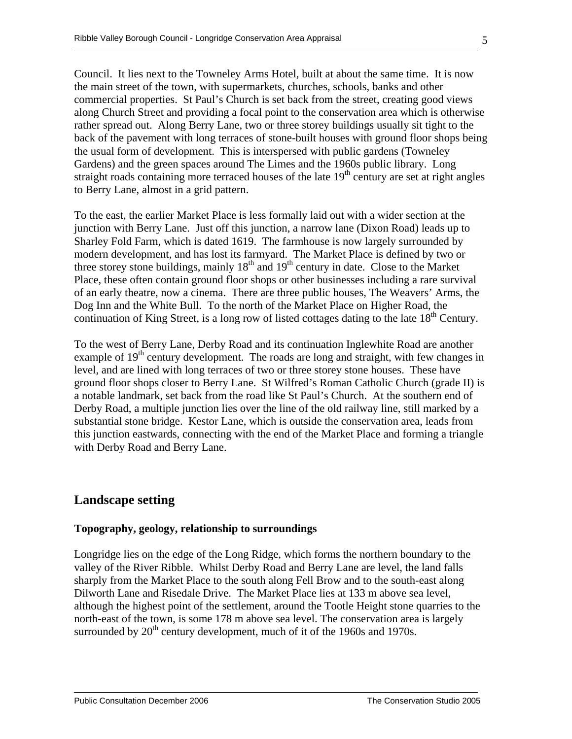Council. It lies next to the Towneley Arms Hotel, built at about the same time. It is now the main street of the town, with supermarkets, churches, schools, banks and other commercial properties. St Paul's Church is set back from the street, creating good views along Church Street and providing a focal point to the conservation area which is otherwise rather spread out. Along Berry Lane, two or three storey buildings usually sit tight to the back of the pavement with long terraces of stone-built houses with ground floor shops being the usual form of development. This is interspersed with public gardens (Towneley Gardens) and the green spaces around The Limes and the 1960s public library. Long straight roads containing more terraced houses of the late 19th century are set at right angles to Berry Lane, almost in a grid pattern.

To the east, the earlier Market Place is less formally laid out with a wider section at the junction with Berry Lane. Just off this junction, a narrow lane (Dixon Road) leads up to Sharley Fold Farm, which is dated 1619. The farmhouse is now largely surrounded by modern development, and has lost its farmyard. The Market Place is defined by two or three storey stone buildings, mainly 18th and 19th century in date. Close to the Market Place, these often contain ground floor shops or other businesses including a rare survival of an early theatre, now a cinema. There are three public houses, The Weavers' Arms, the Dog Inn and the White Bull. To the north of the Market Place on Higher Road, the continuation of King Street, is a long row of listed cottages dating to the late 18th Century.

To the west of Berry Lane, Derby Road and its continuation Inglewhite Road are another example of 19th century development. The roads are long and straight, with few changes in level, and are lined with long terraces of two or three storey stone houses. These have ground floor shops closer to Berry Lane. St Wilfred's Roman Catholic Church (grade II) is a notable landmark, set back from the road like St Paul's Church. At the southern end of Derby Road, a multiple junction lies over the line of the old railway line, still marked by a substantial stone bridge. Kestor Lane, which is outside the conservation area, leads from this junction eastwards, connecting with the end of the Market Place and forming a triangle with Derby Road and Berry Lane.

## Landscape setting

### Topography, geology, relationship to surroundings

Longridge lies on the edge of the Long Ridge, which forms the northern boundary to the valley of the River Ribble. Whilst Derby Road and Berry Lane are level, the land falls sharply from the Market Place to the south along Fell Brow and to the south-east along Dilworth Lane and Risedale Drive. The Market Place lies at 133 m above sea level, although the highest point of the settlement, around the Tootle Height stone quarries to the north-east of the town, is some 178 m above sea level. The conservation area is largely surrounded by 20th century development, much of it of the 1960s and 1970s.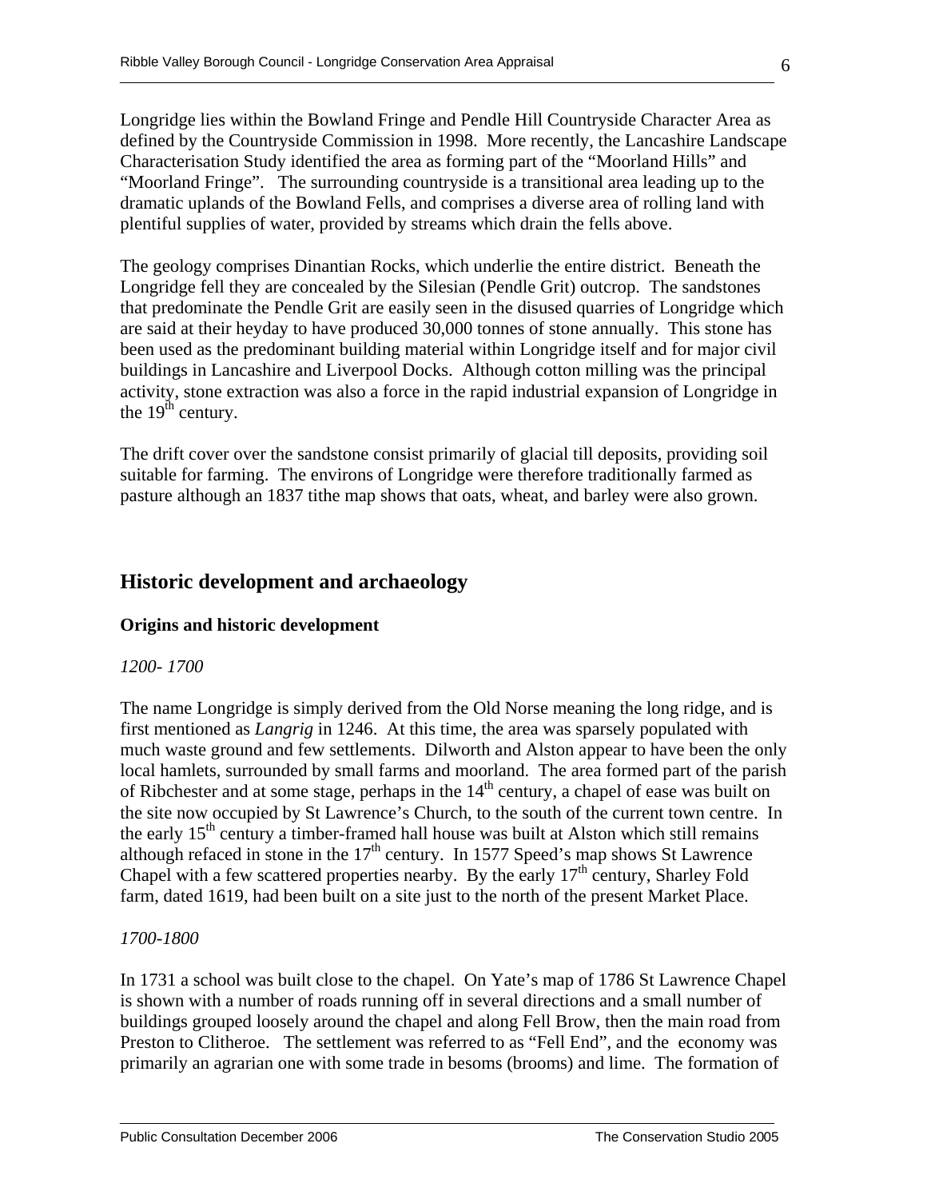Longridge lies within the Bowland Fringe and Pendle Hill Countryside Character Area as defined by the Countryside Commission in 1998. More recently, the Lancashire Landscape Characterisation Study identified the area as forming part of the "Moorland Hills" and "Moorland Fringe". The surrounding countryside is a transitional area leading up to the dramatic uplands of the Bowland Fells, and comprises a diverse area of rolling land with plentiful supplies of water, provided by streams which drain the fells above.

The geology comprises Dinantian Rocks, which underlie the entire district. Beneath the Longridge fell they are concealed by the Silesian (Pendle Grit) outcrop. The sandstones that predominate the Pendle Grit are easily seen in the disused quarries of Longridge which are said at their heyday to have produced 30,000 tonnes of stone annually. This stone has been used as the predominant building material within Longridge itself and for major civil buildings in Lancashire and Liverpool Docks. Although cotton milling was the principal activity, stone extraction was also a force in the rapid industrial expansion of Longridge in the 19th century.

The drift cover over the sandstone consist primarily of glacial till deposits, providing soil suitable for farming. The environs of Longridge were therefore traditionally farmed as pasture although an 1837 tithe map shows that oats, wheat, and barley were also grown.

## Historic development and archaeology

### Origins and historic development

*1200- 1700*

The name Longridge is simply derived from the Old Norse meaning the long ridge, and is first mentioned as *Langrig* in 1246. At this time, the area was sparsely populated with much waste ground and few settlements. Dilworth and Alston appear to have been the only local hamlets, surrounded by small farms and moorland. The area formed part of the parish of Ribchester and at some stage, perhaps in the 14th century, a chapel of ease was built on the site now occupied by St Lawrence's Church, to the south of the current town centre. In the early 15th century a timber-framed hall house was built at Alston which still remains although refaced in stone in the 17th century. In 1577 Speed's map shows St Lawrence Chapel with a few scattered properties nearby. By the early 17th century, Sharley Fold farm, dated 1619, had been built on a site just to the north of the present Market Place.

*1700-1800*

In 1731 a school was built close to the chapel. On Yate's map of 1786 St Lawrence Chapel is shown with a number of roads running off in several directions and a small number of buildings grouped loosely around the chapel and along Fell Brow, then the main road from Preston to Clitheroe. The settlement was referred to as "Fell End", and the economy was primarily an agrarian one with some trade in besoms (brooms) and lime. The formation of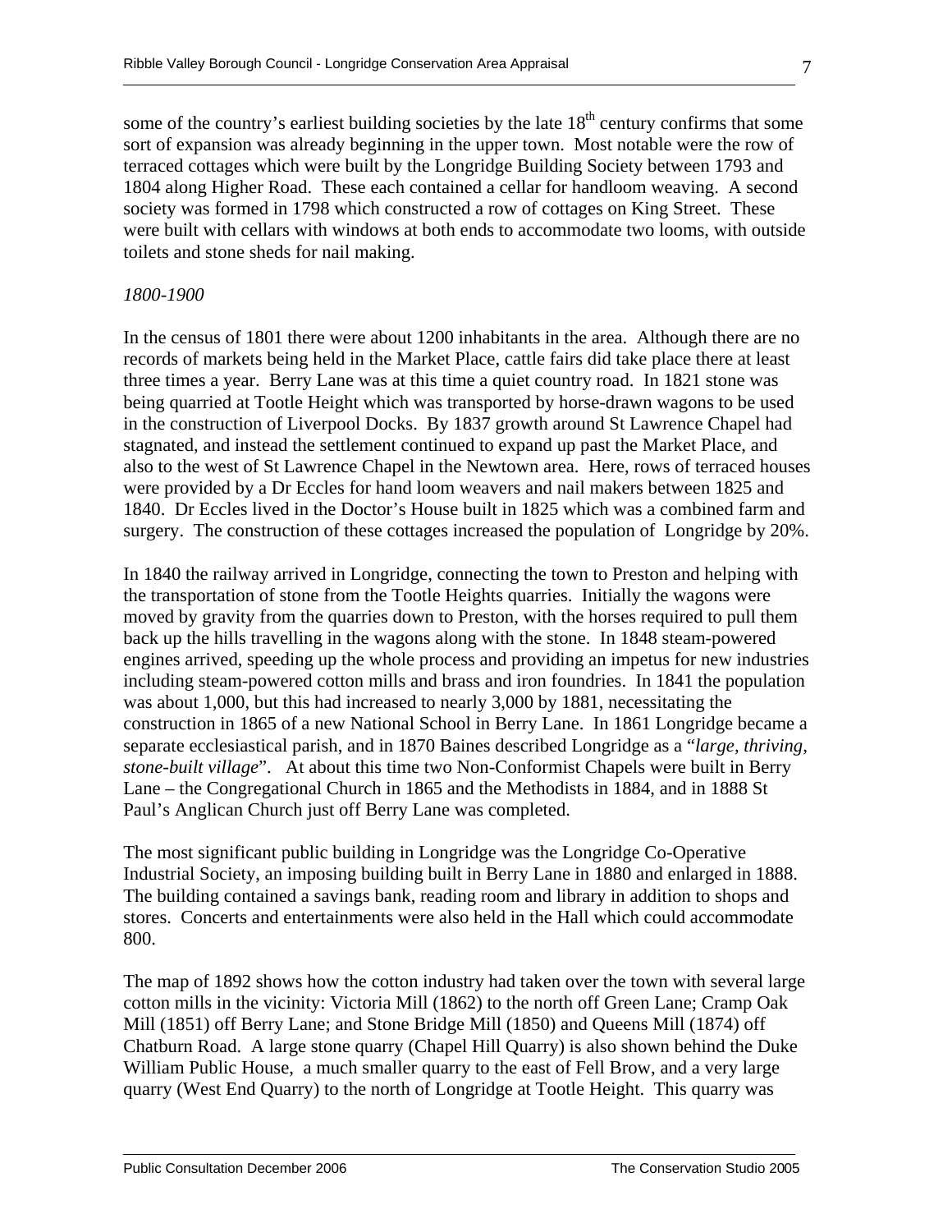some of the country's earliest building societies by the late 18th century confirms that some sort of expansion was already beginning in the upper town. Most notable were the row of terraced cottages which were built by the Longridge Building Society between 1793 and 1804 along Higher Road. These each contained a cellar for handloom weaving. A second society was formed in 1798 which constructed a row of cottages on King Street. These were built with cellars with windows at both ends to accommodate two looms, with outside toilets and stone sheds for nail making.

*1800-1900*

In the census of 1801 there were about 1200 inhabitants in the area. Although there are no records of markets being held in the Market Place, cattle fairs did take place there at least three times a year. Berry Lane was at this time a quiet country road. In 1821 stone was being quarried at Tootle Height which was transported by horse-drawn wagons to be used in the construction of Liverpool Docks. By 1837 growth around St Lawrence Chapel had stagnated, and instead the settlement continued to expand up past the Market Place, and also to the west of St Lawrence Chapel in the Newtown area. Here, rows of terraced houses were provided by a Dr Eccles for hand loom weavers and nail makers between 1825 and 1840. Dr Eccles lived in the Doctor's House built in 1825 which was a combined farm and surgery. The construction of these cottages increased the population of Longridge by 20%.

In 1840 the railway arrived in Longridge, connecting the town to Preston and helping with the transportation of stone from the Tootle Heights quarries. Initially the wagons were moved by gravity from the quarries down to Preston, with the horses required to pull them back up the hills travelling in the wagons along with the stone. In 1848 steam-powered engines arrived, speeding up the whole process and providing an impetus for new industries including steam-powered cotton mills and brass and iron foundries. In 1841 the population was about 1,000, but this had increased to nearly 3,000 by 1881, necessitating the construction in 1865 of a new National School in Berry Lane. In 1861 Longridge became a separate ecclesiastical parish, and in 1870 Baines described Longridge as a "*large, thriving, stone-built village*". At about this time two Non-Conformist Chapels were built in Berry Lane – the Congregational Church in 1865 and the Methodists in 1884, and in 1888 St Paul's Anglican Church just off Berry Lane was completed.

The most significant public building in Longridge was the Longridge Co-Operative Industrial Society, an imposing building built in Berry Lane in 1880 and enlarged in 1888. The building contained a savings bank, reading room and library in addition to shops and stores. Concerts and entertainments were also held in the Hall which could accommodate 800.

The map of 1892 shows how the cotton industry had taken over the town with several large cotton mills in the vicinity: Victoria Mill (1862) to the north off Green Lane; Cramp Oak Mill (1851) off Berry Lane; and Stone Bridge Mill (1850) and Queens Mill (1874) off Chatburn Road. A large stone quarry (Chapel Hill Quarry) is also shown behind the Duke William Public House, a much smaller quarry to the east of Fell Brow, and a very large quarry (West End Quarry) to the north of Longridge at Tootle Height. This quarry was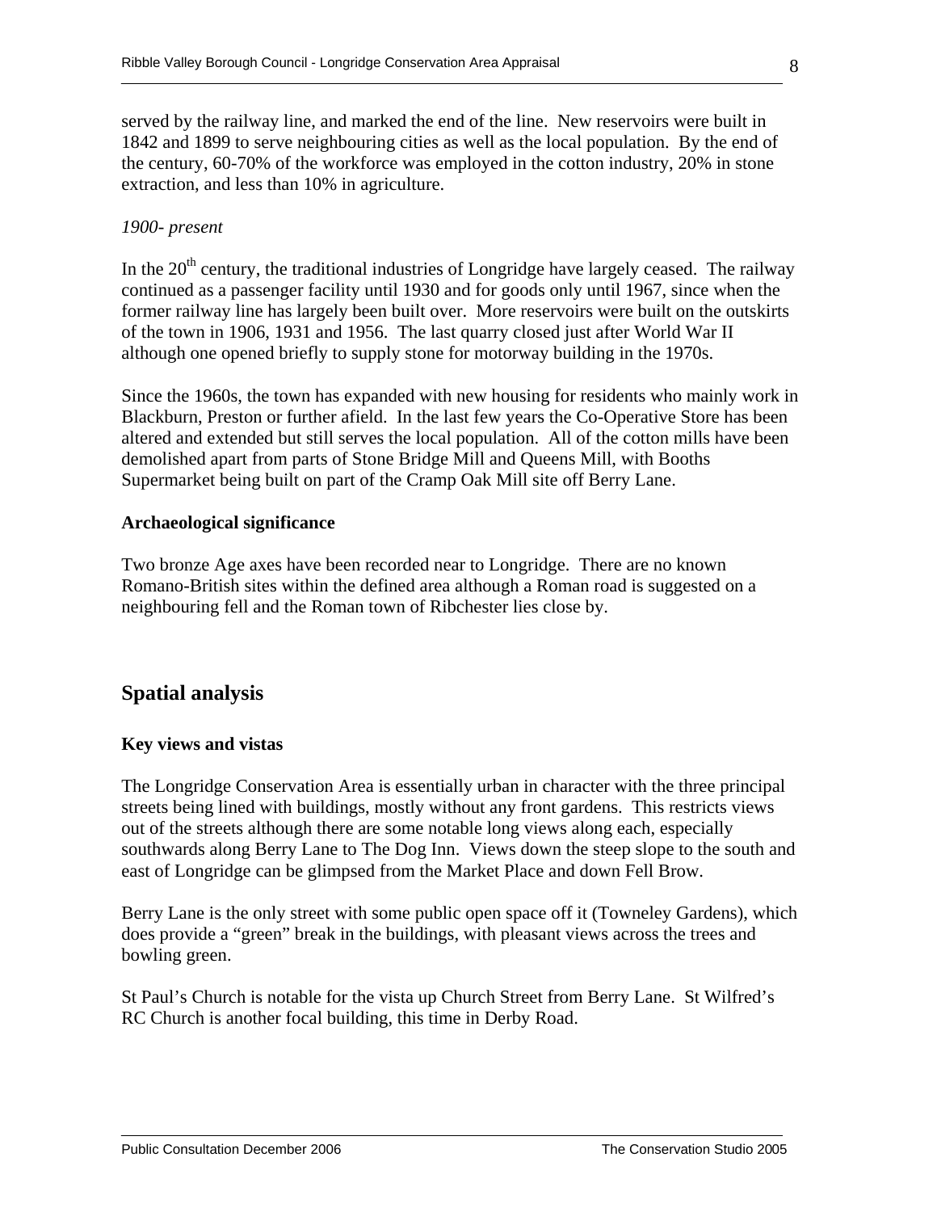served by the railway line, and marked the end of the line. New reservoirs were built in 1842 and 1899 to serve neighbouring cities as well as the local population. By the end of the century, 60-70% of the workforce was employed in the cotton industry, 20% in stone extraction, and less than 10% in agriculture.

*1900- present*

In the 20th century, the traditional industries of Longridge have largely ceased. The railway continued as a passenger facility until 1930 and for goods only until 1967, since when the former railway line has largely been built over. More reservoirs were built on the outskirts of the town in 1906, 1931 and 1956. The last quarry closed just after World War II although one opened briefly to supply stone for motorway building in the 1970s.

Since the 1960s, the town has expanded with new housing for residents who mainly work in Blackburn, Preston or further afield. In the last few years the Co-Operative Store has been altered and extended but still serves the local population. All of the cotton mills have been demolished apart from parts of Stone Bridge Mill and Queens Mill, with Booths Supermarket being built on part of the Cramp Oak Mill site off Berry Lane.

**Archaeological significance**

Two bronze Age axes have been recorded near to Longridge. There are no known Romano-British sites within the defined area although a Roman road is suggested on a neighbouring fell and the Roman town of Ribchester lies close by.

## Spatial analysis

**Key views and vistas**

The Longridge Conservation Area is essentially urban in character with the three principal streets being lined with buildings, mostly without any front gardens. This restricts views out of the streets although there are some notable long views along each, especially southwards along Berry Lane to The Dog Inn. Views down the steep slope to the south and east of Longridge can be glimpsed from the Market Place and down Fell Brow.

Berry Lane is the only street with some public open space off it (Towneley Gardens), which does provide a "green" break in the buildings, with pleasant views across the trees and bowling green.

St Paul's Church is notable for the vista up Church Street from Berry Lane. St Wilfred's RC Church is another focal building, this time in Derby Road.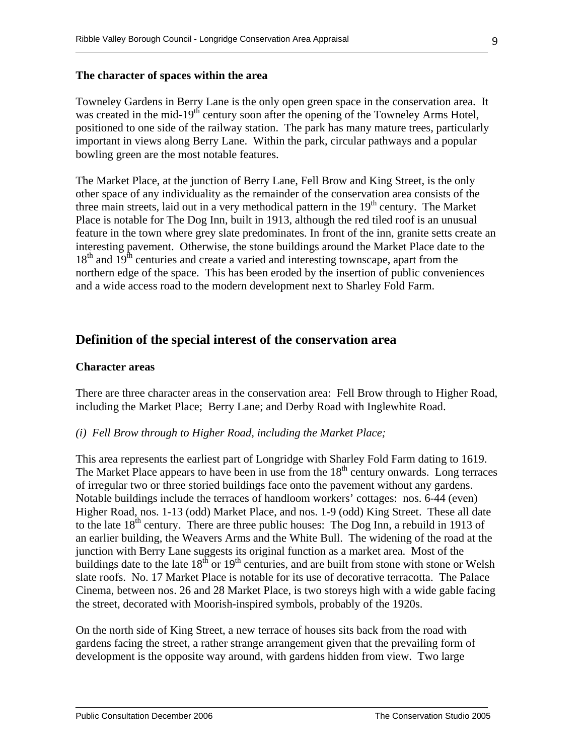### The character of spaces within the area

Towneley Gardens in Berry Lane is the only open green space in the conservation area. It was created in the mid-19th century soon after the opening of the Towneley Arms Hotel, positioned to one side of the railway station. The park has many mature trees, particularly important in views along Berry Lane. Within the park, circular pathways and a popular bowling green are the most notable features.

The Market Place, at the junction of Berry Lane, Fell Brow and King Street, is the only other space of any individuality as the remainder of the conservation area consists of the three main streets, laid out in a very methodical pattern in the 19th century. The Market Place is notable for The Dog Inn, built in 1913, although the red tiled roof is an unusual feature in the town where grey slate predominates. In front of the inn, granite setts create an interesting pavement. Otherwise, the stone buildings around the Market Place date to the 18th and 19th centuries and create a varied and interesting townscape, apart from the northern edge of the space. This has been eroded by the insertion of public conveniences and a wide access road to the modern development next to Sharley Fold Farm.

## Definition of the special interest of the conservation area

### Character areas

There are three character areas in the conservation area: Fell Brow through to Higher Road, including the Market Place; Berry Lane; and Derby Road with Inglewhite Road.

*(i) Fell Brow through to Higher Road, including the Market Place;*

This area represents the earliest part of Longridge with Sharley Fold Farm dating to 1619. The Market Place appears to have been in use from the 18th century onwards. Long terraces of irregular two or three storied buildings face onto the pavement without any gardens. Notable buildings include the terraces of handloom workers' cottages: nos. 6-44 (even) Higher Road, nos. 1-13 (odd) Market Place, and nos. 1-9 (odd) King Street. These all date to the late 18th century. There are three public houses: The Dog Inn, a rebuild in 1913 of an earlier building, the Weavers Arms and the White Bull. The widening of the road at the junction with Berry Lane suggests its original function as a market area. Most of the buildings date to the late 18th or 19th centuries, and are built from stone with stone or Welsh slate roofs. No. 17 Market Place is notable for its use of decorative terracotta. The Palace Cinema, between nos. 26 and 28 Market Place, is two storeys high with a wide gable facing the street, decorated with Moorish-inspired symbols, probably of the 1920s.

On the north side of King Street, a new terrace of houses sits back from the road with gardens facing the street, a rather strange arrangement given that the prevailing form of development is the opposite way around, with gardens hidden from view. Two large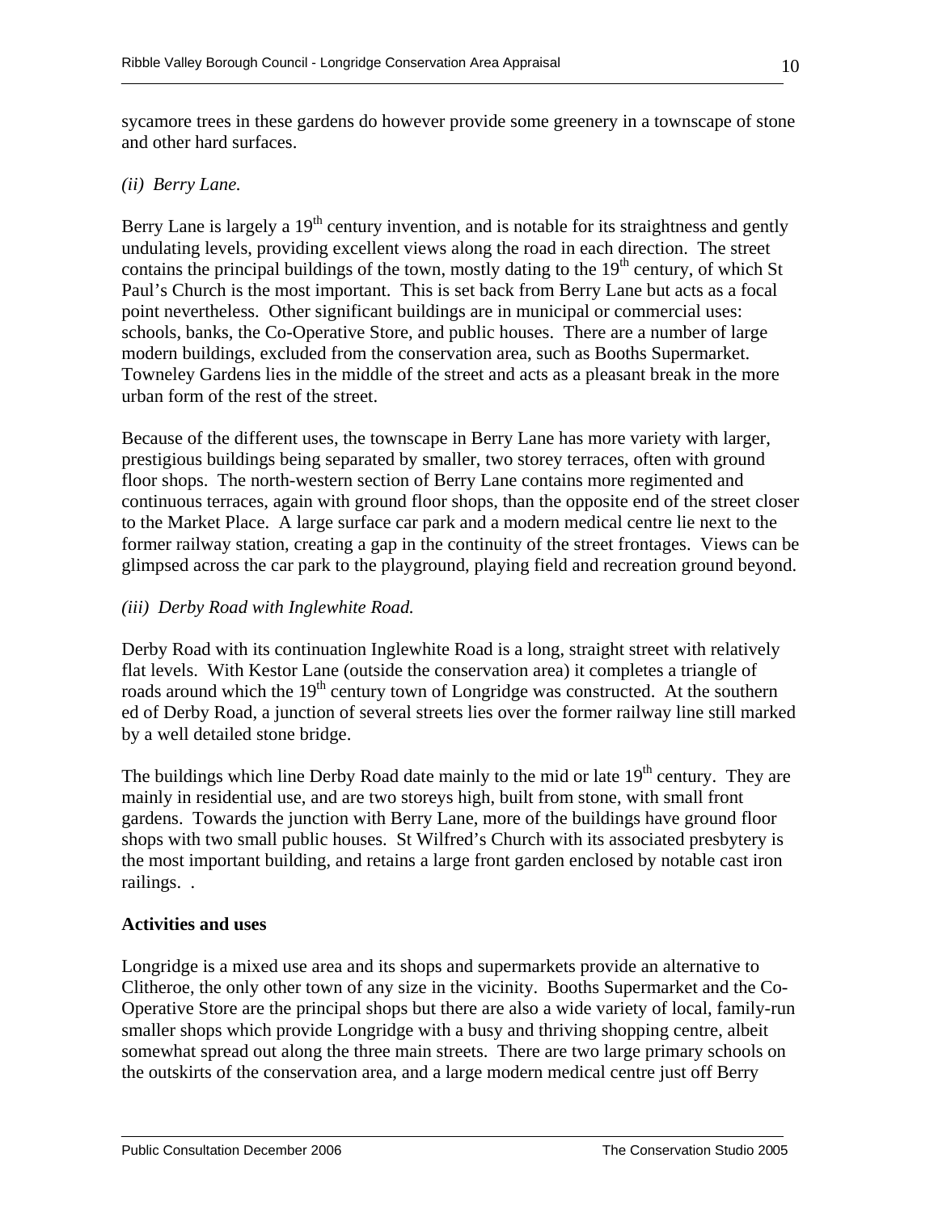sycamore trees in these gardens do however provide some greenery in a townscape of stone and other hard surfaces.

*(ii) Berry Lane.*

Berry Lane is largely a 19th century invention, and is notable for its straightness and gently undulating levels, providing excellent views along the road in each direction. The street contains the principal buildings of the town, mostly dating to the 19th century, of which St Paul's Church is the most important. This is set back from Berry Lane but acts as a focal point nevertheless. Other significant buildings are in municipal or commercial uses: schools, banks, the Co-Operative Store, and public houses. There are a number of large modern buildings, excluded from the conservation area, such as Booths Supermarket. Towneley Gardens lies in the middle of the street and acts as a pleasant break in the more urban form of the rest of the street.

Because of the different uses, the townscape in Berry Lane has more variety with larger, prestigious buildings being separated by smaller, two storey terraces, often with ground floor shops. The north-western section of Berry Lane contains more regimented and continuous terraces, again with ground floor shops, than the opposite end of the street closer to the Market Place. A large surface car park and a modern medical centre lie next to the former railway station, creating a gap in the continuity of the street frontages. Views can be glimpsed across the car park to the playground, playing field and recreation ground beyond.

*(iii) Derby Road with Inglewhite Road.*

Derby Road with its continuation Inglewhite Road is a long, straight street with relatively flat levels. With Kestor Lane (outside the conservation area) it completes a triangle of roads around which the 19th century town of Longridge was constructed. At the southern ed of Derby Road, a junction of several streets lies over the former railway line still marked by a well detailed stone bridge.

The buildings which line Derby Road date mainly to the mid or late 19th century. They are mainly in residential use, and are two storeys high, built from stone, with small front gardens. Towards the junction with Berry Lane, more of the buildings have ground floor shops with two small public houses. St Wilfred's Church with its associated presbytery is the most important building, and retains a large front garden enclosed by notable cast iron railings. .

**Activities and uses**

Longridge is a mixed use area and its shops and supermarkets provide an alternative to Clitheroe, the only other town of any size in the vicinity. Booths Supermarket and the Co-Operative Store are the principal shops but there are also a wide variety of local, family-run smaller shops which provide Longridge with a busy and thriving shopping centre, albeit somewhat spread out along the three main streets. There are two large primary schools on the outskirts of the conservation area, and a large modern medical centre just off Berry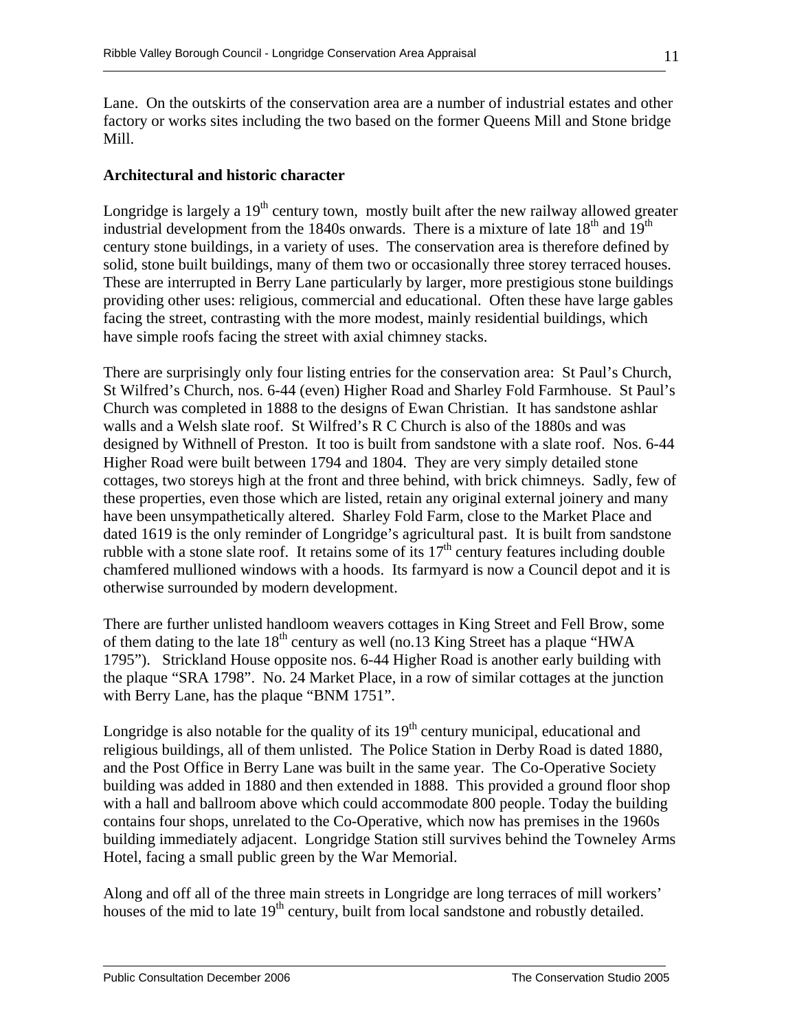Lane. On the outskirts of the conservation area are a number of industrial estates and other factory or works sites including the two based on the former Queens Mill and Stone bridge Mill.

**Architectural and historic character**

Longridge is largely a 19th century town, mostly built after the new railway allowed greater industrial development from the 1840s onwards. There is a mixture of late 18th and 19th century stone buildings, in a variety of uses. The conservation area is therefore defined by solid, stone built buildings, many of them two or occasionally three storey terraced houses. These are interrupted in Berry Lane particularly by larger, more prestigious stone buildings providing other uses: religious, commercial and educational. Often these have large gables facing the street, contrasting with the more modest, mainly residential buildings, which have simple roofs facing the street with axial chimney stacks.

There are surprisingly only four listing entries for the conservation area: St Paul's Church, St Wilfred's Church, nos. 6-44 (even) Higher Road and Sharley Fold Farmhouse. St Paul's Church was completed in 1888 to the designs of Ewan Christian. It has sandstone ashlar walls and a Welsh slate roof. St Wilfred's R C Church is also of the 1880s and was designed by Withnell of Preston. It too is built from sandstone with a slate roof. Nos. 6-44 Higher Road were built between 1794 and 1804. They are very simply detailed stone cottages, two storeys high at the front and three behind, with brick chimneys. Sadly, few of these properties, even those which are listed, retain any original external joinery and many have been unsympathetically altered. Sharley Fold Farm, close to the Market Place and dated 1619 is the only reminder of Longridge's agricultural past. It is built from sandstone rubble with a stone slate roof. It retains some of its 17th century features including double chamfered mullioned windows with a hoods. Its farmyard is now a Council depot and it is otherwise surrounded by modern development.

There are further unlisted handloom weavers cottages in King Street and Fell Brow, some of them dating to the late 18th century as well (no.13 King Street has a plaque "HWA 1795"). Strickland House opposite nos. 6-44 Higher Road is another early building with the plaque "SRA 1798". No. 24 Market Place, in a row of similar cottages at the junction with Berry Lane, has the plaque "BNM 1751".

Longridge is also notable for the quality of its 19th century municipal, educational and religious buildings, all of them unlisted. The Police Station in Derby Road is dated 1880, and the Post Office in Berry Lane was built in the same year. The Co-Operative Society building was added in 1880 and then extended in 1888. This provided a ground floor shop with a hall and ballroom above which could accommodate 800 people. Today the building contains four shops, unrelated to the Co-Operative, which now has premises in the 1960s building immediately adjacent. Longridge Station still survives behind the Towneley Arms Hotel, facing a small public green by the War Memorial.

Along and off all of the three main streets in Longridge are long terraces of mill workers' houses of the mid to late 19th century, built from local sandstone and robustly detailed.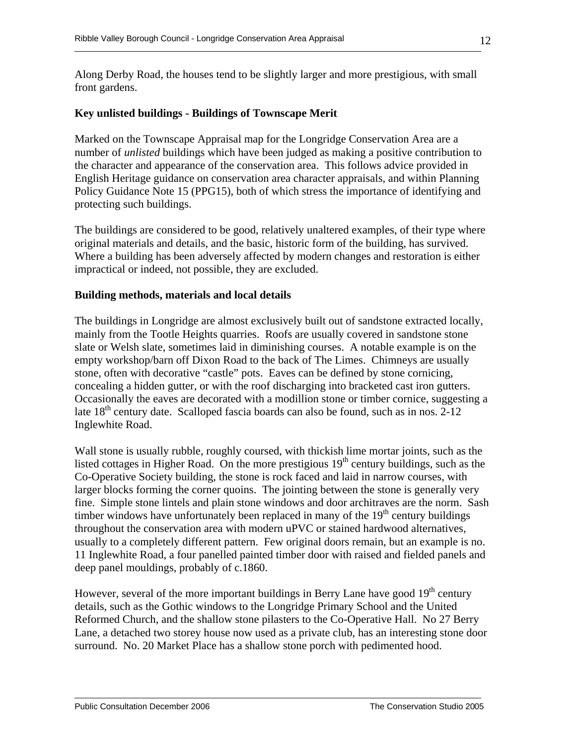Along Derby Road, the houses tend to be slightly larger and more prestigious, with small front gardens.

**Key unlisted buildings - Buildings of Townscape Merit**

Marked on the Townscape Appraisal map for the Longridge Conservation Area are a number of *unlisted* buildings which have been judged as making a positive contribution to the character and appearance of the conservation area. This follows advice provided in English Heritage guidance on conservation area character appraisals, and within Planning Policy Guidance Note 15 (PPG15), both of which stress the importance of identifying and protecting such buildings.

The buildings are considered to be good, relatively unaltered examples, of their type where original materials and details, and the basic, historic form of the building, has survived. Where a building has been adversely affected by modern changes and restoration is either impractical or indeed, not possible, they are excluded.

**Building methods, materials and local details**

The buildings in Longridge are almost exclusively built out of sandstone extracted locally, mainly from the Tootle Heights quarries. Roofs are usually covered in sandstone stone slate or Welsh slate, sometimes laid in diminishing courses. A notable example is on the empty workshop/barn off Dixon Road to the back of The Limes. Chimneys are usually stone, often with decorative "castle" pots. Eaves can be defined by stone cornicing, concealing a hidden gutter, or with the roof discharging into bracketed cast iron gutters. Occasionally the eaves are decorated with a modillion stone or timber cornice, suggesting a late 18th century date. Scalloped fascia boards can also be found, such as in nos. 2-12 Inglewhite Road.

Wall stone is usually rubble, roughly coursed, with thickish lime mortar joints, such as the listed cottages in Higher Road. On the more prestigious 19th century buildings, such as the Co-Operative Society building, the stone is rock faced and laid in narrow courses, with larger blocks forming the corner quoins. The jointing between the stone is generally very fine. Simple stone lintels and plain stone windows and door architraves are the norm. Sash timber windows have unfortunately been replaced in many of the 19th century buildings throughout the conservation area with modern uPVC or stained hardwood alternatives, usually to a completely different pattern. Few original doors remain, but an example is no. 11 Inglewhite Road, a four panelled painted timber door with raised and fielded panels and deep panel mouldings, probably of c.1860.

However, several of the more important buildings in Berry Lane have good 19th century details, such as the Gothic windows to the Longridge Primary School and the United Reformed Church, and the shallow stone pilasters to the Co-Operative Hall. No 27 Berry Lane, a detached two storey house now used as a private club, has an interesting stone door surround. No. 20 Market Place has a shallow stone porch with pedimented hood.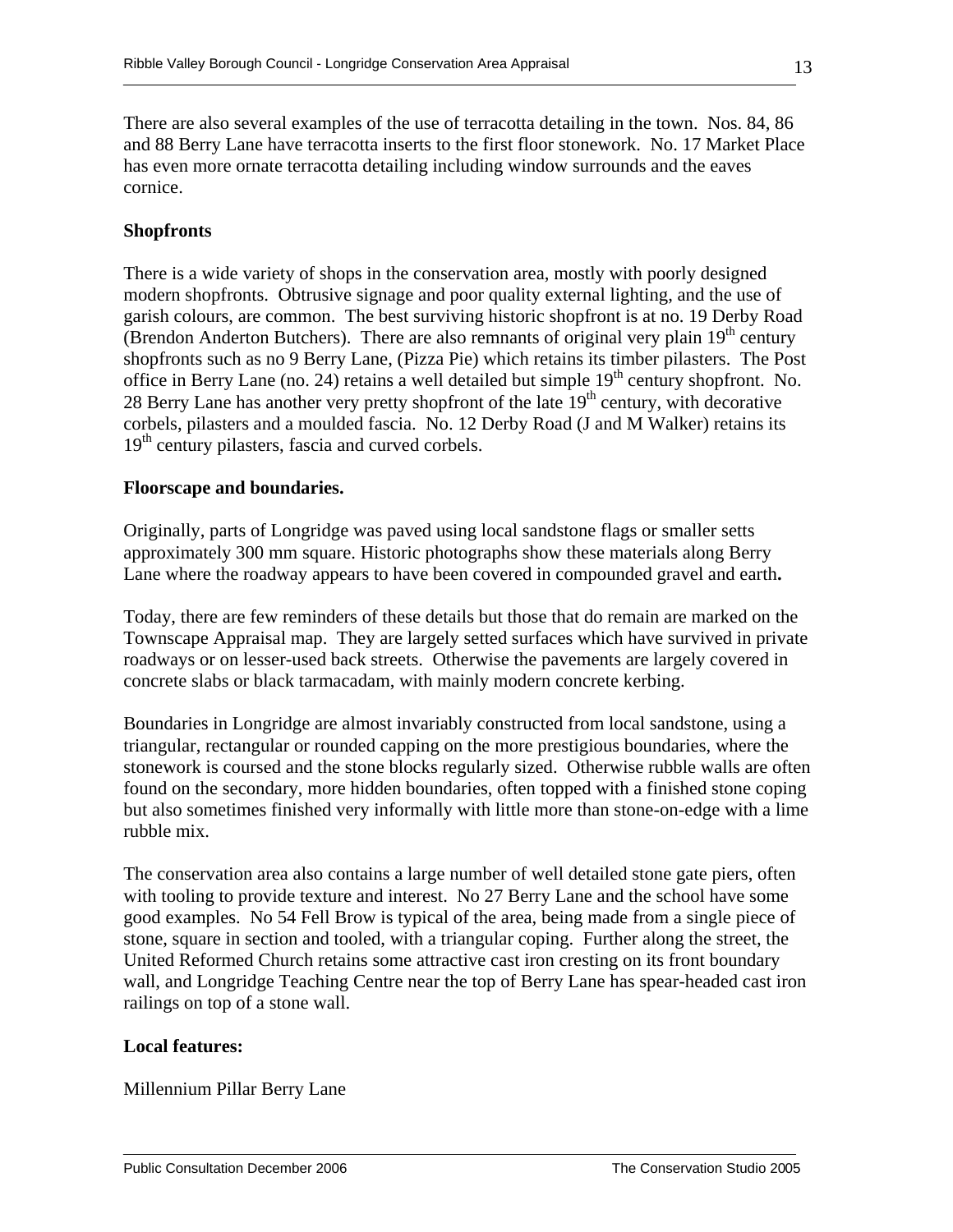There are also several examples of the use of terracotta detailing in the town. Nos. 84, 86 and 88 Berry Lane have terracotta inserts to the first floor stonework. No. 17 Market Place has even more ornate terracotta detailing including window surrounds and the eaves cornice.

**Shopfronts**

There is a wide variety of shops in the conservation area, mostly with poorly designed modern shopfronts. Obtrusive signage and poor quality external lighting, and the use of garish colours, are common. The best surviving historic shopfront is at no. 19 Derby Road (Brendon Anderton Butchers). There are also remnants of original very plain 19th century shopfronts such as no 9 Berry Lane, (Pizza Pie) which retains its timber pilasters. The Post office in Berry Lane (no. 24) retains a well detailed but simple 19th century shopfront. No. 28 Berry Lane has another very pretty shopfront of the late 19th century, with decorative corbels, pilasters and a moulded fascia. No. 12 Derby Road (J and M Walker) retains its 19th century pilasters, fascia and curved corbels.

**Floorscape and boundaries.**

Originally, parts of Longridge was paved using local sandstone flags or smaller setts approximately 300 mm square. Historic photographs show these materials along Berry Lane where the roadway appears to have been covered in compounded gravel and earth**.**

Today, there are few reminders of these details but those that do remain are marked on the Townscape Appraisal map. They are largely setted surfaces which have survived in private roadways or on lesser-used back streets. Otherwise the pavements are largely covered in concrete slabs or black tarmacadam, with mainly modern concrete kerbing.

Boundaries in Longridge are almost invariably constructed from local sandstone, using a triangular, rectangular or rounded capping on the more prestigious boundaries, where the stonework is coursed and the stone blocks regularly sized. Otherwise rubble walls are often found on the secondary, more hidden boundaries, often topped with a finished stone coping but also sometimes finished very informally with little more than stone-on-edge with a lime rubble mix.

The conservation area also contains a large number of well detailed stone gate piers, often with tooling to provide texture and interest. No 27 Berry Lane and the school have some good examples. No 54 Fell Brow is typical of the area, being made from a single piece of stone, square in section and tooled, with a triangular coping. Further along the street, the United Reformed Church retains some attractive cast iron cresting on its front boundary wall, and Longridge Teaching Centre near the top of Berry Lane has spear-headed cast iron railings on top of a stone wall.

**Local features:**

Millennium Pillar Berry Lane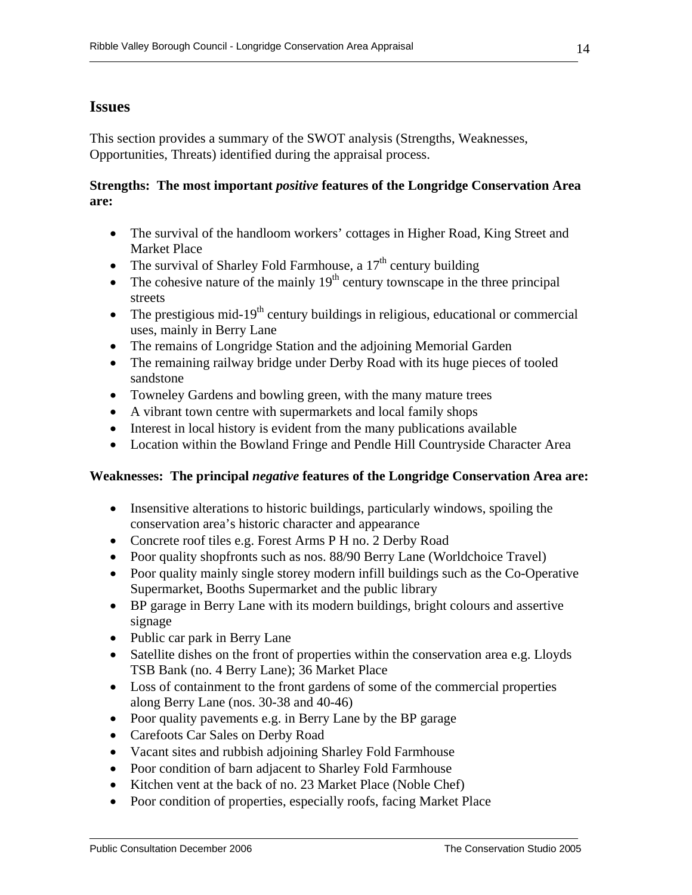## Issues

This section provides a summary of the SWOT analysis (Strengths, Weaknesses, Opportunities, Threats) identified during the appraisal process.

**Strengths: The most important *positive* features of the Longridge Conservation Area are:**

- The survival of the handloom workers' cottages in Higher Road, King Street and Market Place
- The survival of Sharley Fold Farmhouse, a 17th century building
- The cohesive nature of the mainly 19th century townscape in the three principal streets
- The prestigious mid-19th century buildings in religious, educational or commercial uses, mainly in Berry Lane
- The remains of Longridge Station and the adjoining Memorial Garden
- The remaining railway bridge under Derby Road with its huge pieces of tooled sandstone
- Towneley Gardens and bowling green, with the many mature trees
- A vibrant town centre with supermarkets and local family shops
- Interest in local history is evident from the many publications available
- Location within the Bowland Fringe and Pendle Hill Countryside Character Area

**Weaknesses: The principal *negative* features of the Longridge Conservation Area are:**

- Insensitive alterations to historic buildings, particularly windows, spoiling the conservation area's historic character and appearance
- Concrete roof tiles e.g. Forest Arms P H no. 2 Derby Road
- Poor quality shopfronts such as nos. 88/90 Berry Lane (Worldchoice Travel)
- Poor quality mainly single storey modern infill buildings such as the Co-Operative Supermarket, Booths Supermarket and the public library
- BP garage in Berry Lane with its modern buildings, bright colours and assertive signage
- Public car park in Berry Lane
- Satellite dishes on the front of properties within the conservation area e.g. Lloyds TSB Bank (no. 4 Berry Lane); 36 Market Place
- Loss of containment to the front gardens of some of the commercial properties along Berry Lane (nos. 30-38 and 40-46)
- Poor quality pavements e.g. in Berry Lane by the BP garage
- Carefoots Car Sales on Derby Road
- Vacant sites and rubbish adjoining Sharley Fold Farmhouse
- Poor condition of barn adjacent to Sharley Fold Farmhouse
- Kitchen vent at the back of no. 23 Market Place (Noble Chef)
- Poor condition of properties, especially roofs, facing Market Place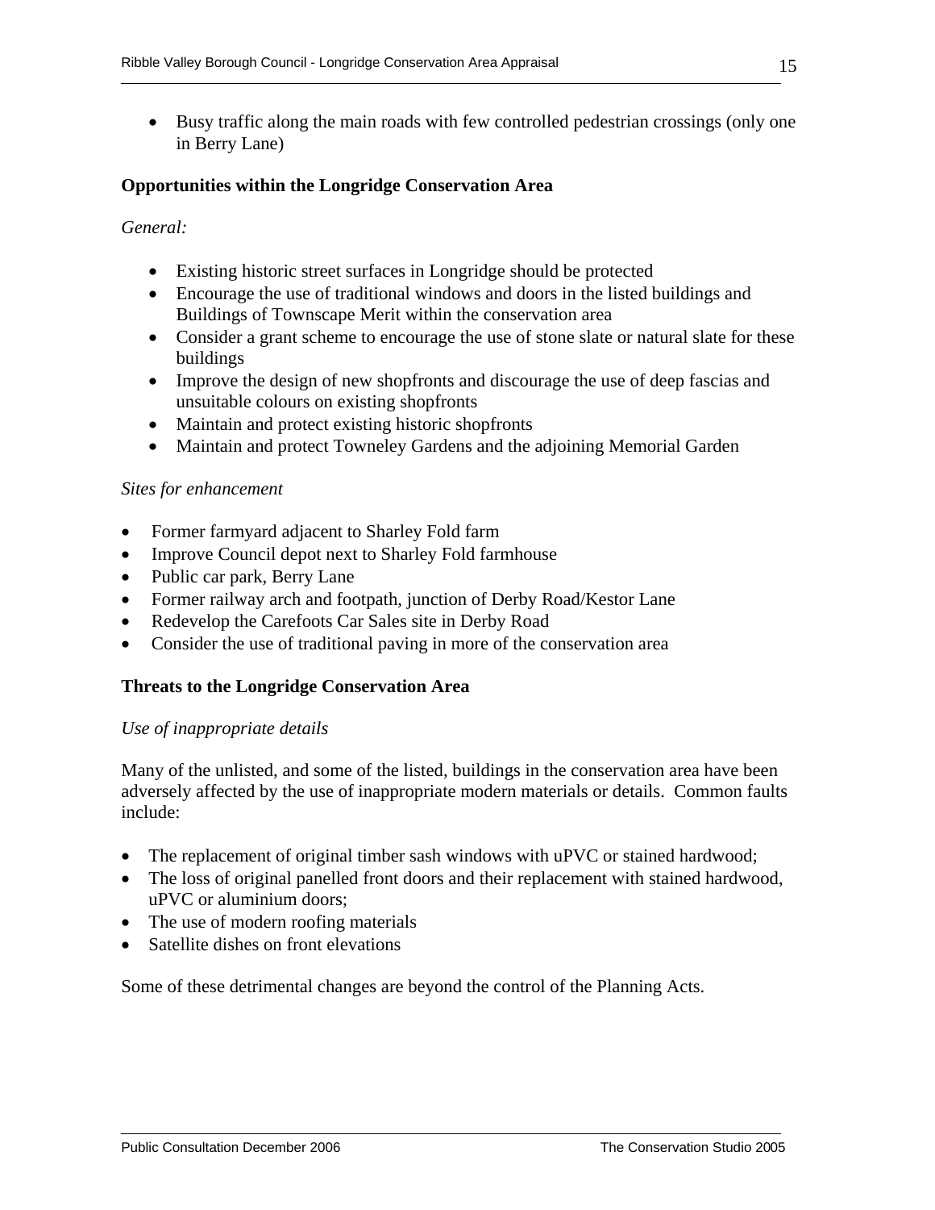- Busy traffic along the main roads with few controlled pedestrian crossings (only one in Berry Lane)

**Opportunities within the Longridge Conservation Area**

*General:*

- Existing historic street surfaces in Longridge should be protected
- Encourage the use of traditional windows and doors in the listed buildings and Buildings of Townscape Merit within the conservation area
- Consider a grant scheme to encourage the use of stone slate or natural slate for these buildings
- Improve the design of new shopfronts and discourage the use of deep fascias and unsuitable colours on existing shopfronts
- Maintain and protect existing historic shopfronts
- Maintain and protect Towneley Gardens and the adjoining Memorial Garden

*Sites for enhancement*

- Former farmyard adjacent to Sharley Fold farm
- Improve Council depot next to Sharley Fold farmhouse
- Public car park, Berry Lane
- Former railway arch and footpath, junction of Derby Road/Kestor Lane
- Redevelop the Carefoots Car Sales site in Derby Road
- Consider the use of traditional paving in more of the conservation area

**Threats to the Longridge Conservation Area**

*Use of inappropriate details*

Many of the unlisted, and some of the listed, buildings in the conservation area have been adversely affected by the use of inappropriate modern materials or details. Common faults include:

- The replacement of original timber sash windows with uPVC or stained hardwood;
- The loss of original panelled front doors and their replacement with stained hardwood, uPVC or aluminium doors;
- The use of modern roofing materials
- Satellite dishes on front elevations

Some of these detrimental changes are beyond the control of the Planning Acts.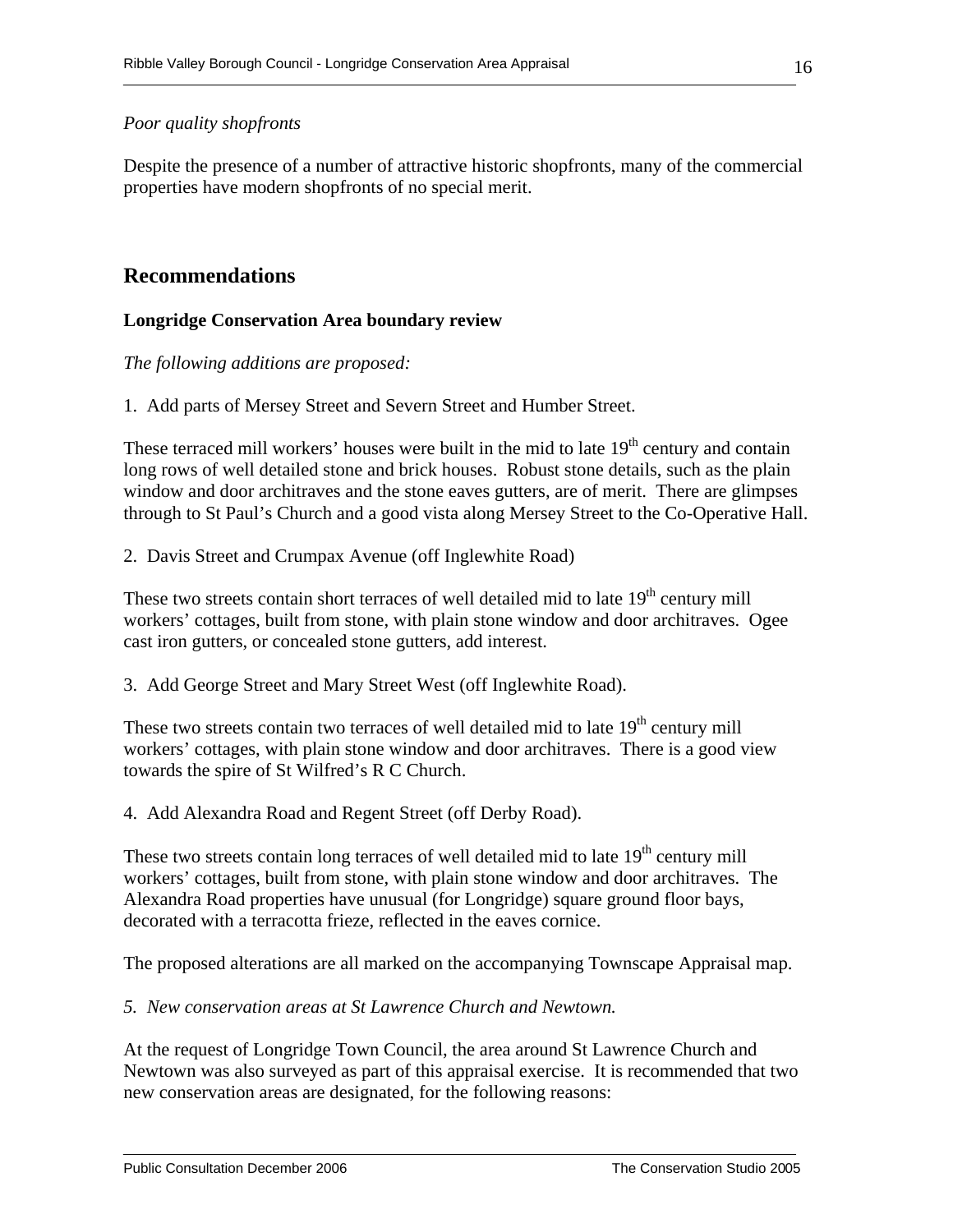*Poor quality shopfronts*

Despite the presence of a number of attractive historic shopfronts, many of the commercial properties have modern shopfronts of no special merit.

## Recommendations

### Longridge Conservation Area boundary review

*The following additions are proposed:*

1. Add parts of Mersey Street and Severn Street and Humber Street.

These terraced mill workers' houses were built in the mid to late 19th century and contain long rows of well detailed stone and brick houses. Robust stone details, such as the plain window and door architraves and the stone eaves gutters, are of merit. There are glimpses through to St Paul's Church and a good vista along Mersey Street to the Co-Operative Hall.

2. Davis Street and Crumpax Avenue (off Inglewhite Road)

These two streets contain short terraces of well detailed mid to late 19th century mill workers' cottages, built from stone, with plain stone window and door architraves. Ogee cast iron gutters, or concealed stone gutters, add interest.

3. Add George Street and Mary Street West (off Inglewhite Road).

These two streets contain two terraces of well detailed mid to late 19th century mill workers' cottages, with plain stone window and door architraves. There is a good view towards the spire of St Wilfred's R C Church.

4. Add Alexandra Road and Regent Street (off Derby Road).

These two streets contain long terraces of well detailed mid to late 19th century mill workers' cottages, built from stone, with plain stone window and door architraves. The Alexandra Road properties have unusual (for Longridge) square ground floor bays, decorated with a terracotta frieze, reflected in the eaves cornice.

The proposed alterations are all marked on the accompanying Townscape Appraisal map.

*5. New conservation areas at St Lawrence Church and Newtown.*

At the request of Longridge Town Council, the area around St Lawrence Church and Newtown was also surveyed as part of this appraisal exercise. It is recommended that two new conservation areas are designated, for the following reasons: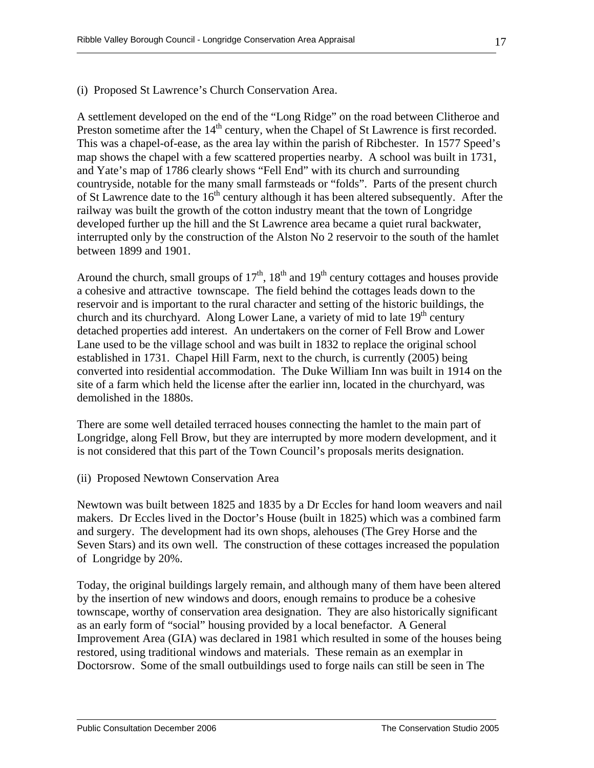(i) Proposed St Lawrence's Church Conservation Area.

A settlement developed on the end of the "Long Ridge" on the road between Clitheroe and Preston sometime after the 14th century, when the Chapel of St Lawrence is first recorded. This was a chapel-of-ease, as the area lay within the parish of Ribchester. In 1577 Speed's map shows the chapel with a few scattered properties nearby. A school was built in 1731, and Yate's map of 1786 clearly shows "Fell End" with its church and surrounding countryside, notable for the many small farmsteads or "folds". Parts of the present church of St Lawrence date to the 16th century although it has been altered subsequently. After the railway was built the growth of the cotton industry meant that the town of Longridge developed further up the hill and the St Lawrence area became a quiet rural backwater, interrupted only by the construction of the Alston No 2 reservoir to the south of the hamlet between 1899 and 1901.

Around the church, small groups of 17th, 18th and 19th century cottages and houses provide a cohesive and attractive townscape. The field behind the cottages leads down to the reservoir and is important to the rural character and setting of the historic buildings, the church and its churchyard. Along Lower Lane, a variety of mid to late 19th century detached properties add interest. An undertakers on the corner of Fell Brow and Lower Lane used to be the village school and was built in 1832 to replace the original school established in 1731. Chapel Hill Farm, next to the church, is currently (2005) being converted into residential accommodation. The Duke William Inn was built in 1914 on the site of a farm which held the license after the earlier inn, located in the churchyard, was demolished in the 1880s.

There are some well detailed terraced houses connecting the hamlet to the main part of Longridge, along Fell Brow, but they are interrupted by more modern development, and it is not considered that this part of the Town Council's proposals merits designation.

(ii) Proposed Newtown Conservation Area

Newtown was built between 1825 and 1835 by a Dr Eccles for hand loom weavers and nail makers. Dr Eccles lived in the Doctor's House (built in 1825) which was a combined farm and surgery. The development had its own shops, alehouses (The Grey Horse and the Seven Stars) and its own well. The construction of these cottages increased the population of Longridge by 20%.

Today, the original buildings largely remain, and although many of them have been altered by the insertion of new windows and doors, enough remains to produce be a cohesive townscape, worthy of conservation area designation. They are also historically significant as an early form of "social" housing provided by a local benefactor. A General Improvement Area (GIA) was declared in 1981 which resulted in some of the houses being restored, using traditional windows and materials. These remain as an exemplar in Doctorsrow. Some of the small outbuildings used to forge nails can still be seen in The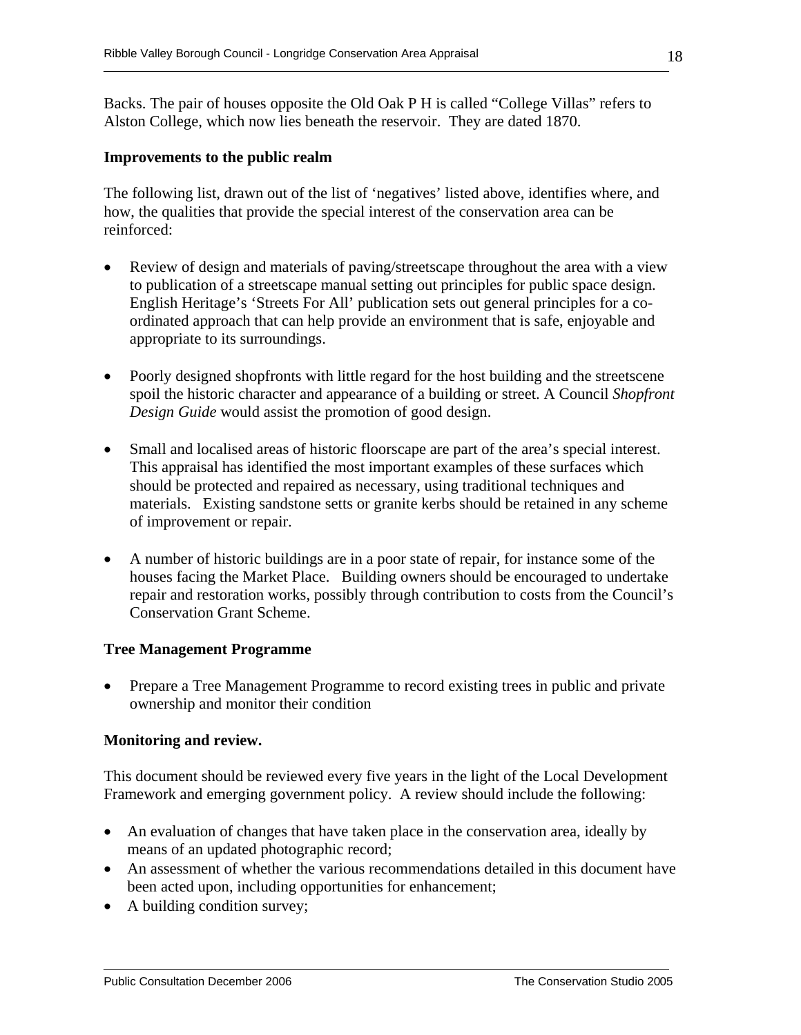Backs. The pair of houses opposite the Old Oak P H is called "College Villas" refers to Alston College, which now lies beneath the reservoir. They are dated 1870.

**Improvements to the public realm**

The following list, drawn out of the list of 'negatives' listed above, identifies where, and how, the qualities that provide the special interest of the conservation area can be reinforced:

- Review of design and materials of paving/streetscape throughout the area with a view to publication of a streetscape manual setting out principles for public space design. English Heritage's 'Streets For All' publication sets out general principles for a co-ordinated approach that can help provide an environment that is safe, enjoyable and appropriate to its surroundings.

- Poorly designed shopfronts with little regard for the host building and the streetscene spoil the historic character and appearance of a building or street. A Council *Shopfront Design Guide* would assist the promotion of good design.

- Small and localised areas of historic floorscape are part of the area's special interest. This appraisal has identified the most important examples of these surfaces which should be protected and repaired as necessary, using traditional techniques and materials. Existing sandstone setts or granite kerbs should be retained in any scheme of improvement or repair.

- A number of historic buildings are in a poor state of repair, for instance some of the houses facing the Market Place. Building owners should be encouraged to undertake repair and restoration works, possibly through contribution to costs from the Council's Conservation Grant Scheme.

**Tree Management Programme**

- Prepare a Tree Management Programme to record existing trees in public and private ownership and monitor their condition

**Monitoring and review.**

This document should be reviewed every five years in the light of the Local Development Framework and emerging government policy. A review should include the following:

- An evaluation of changes that have taken place in the conservation area, ideally by means of an updated photographic record;
- An assessment of whether the various recommendations detailed in this document have been acted upon, including opportunities for enhancement;
- A building condition survey;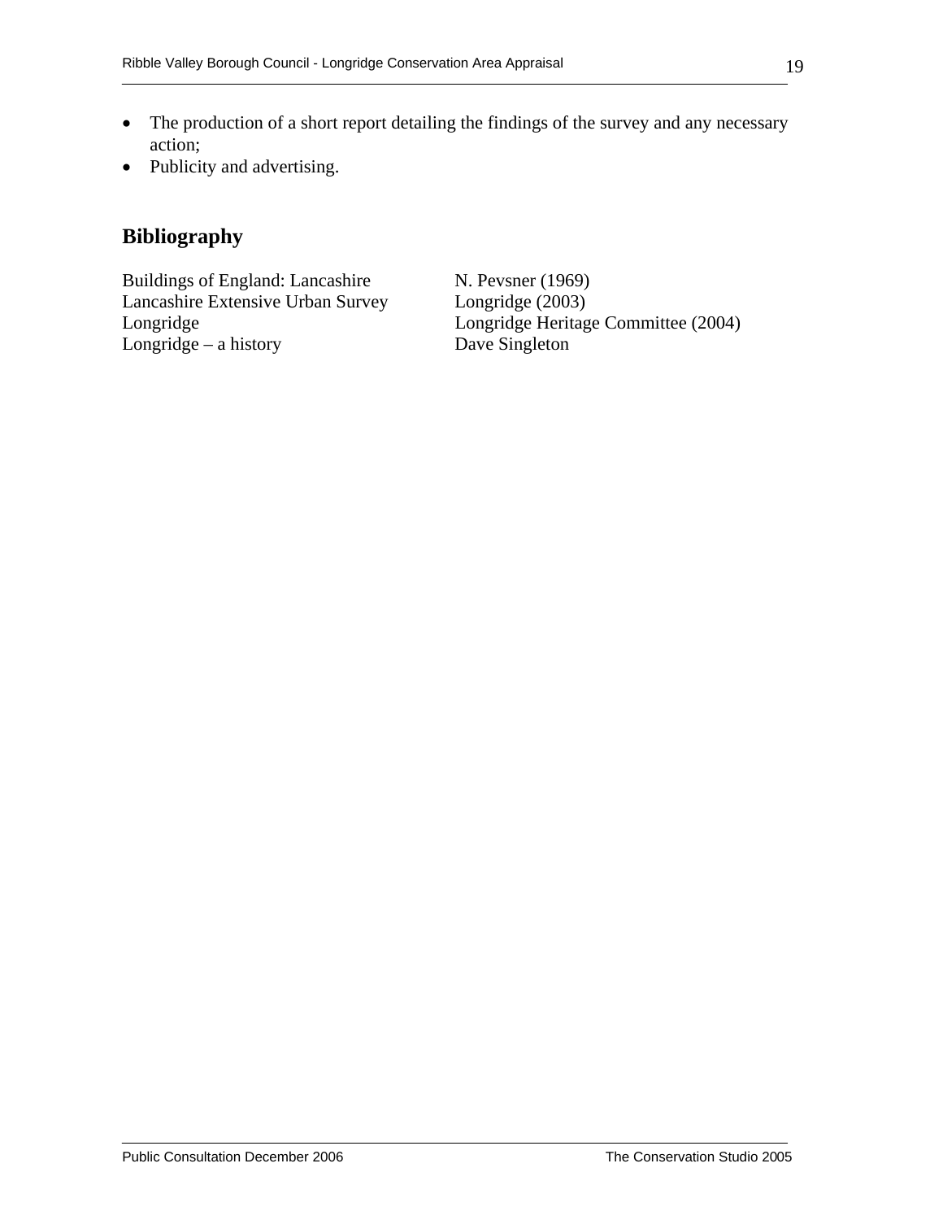- The production of a short report detailing the findings of the survey and any necessary action;
- Publicity and advertising.

## Bibliography

| | |
|---|---|
| Buildings of England: Lancashire | N. Pevsner (1969) |
| Lancashire Extensive Urban Survey | Longridge (2003) |
| Longridge | Longridge Heritage Committee (2004) |
| Longridge – a history | Dave Singleton |